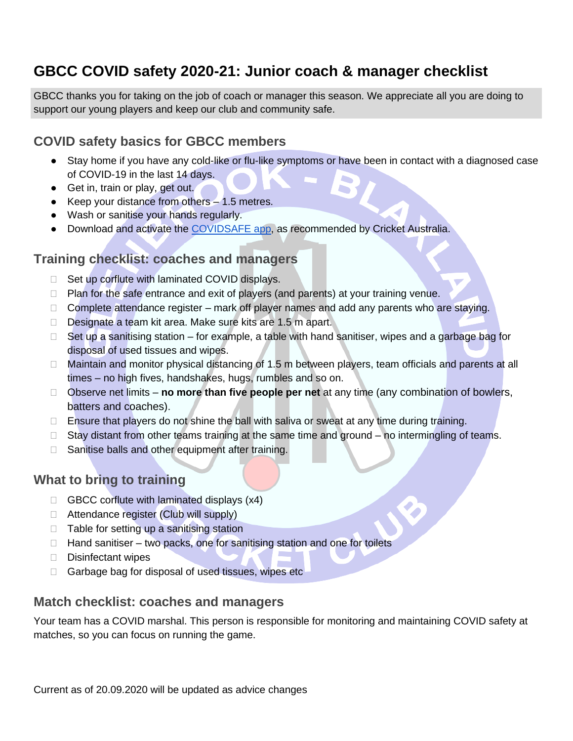# GBCC COVID safety 2020-21: Junior coach & manager checklist

GBCC thanks you for taking on the job of coach or manager this season. We appreciate all you are doing to support our young players and keep our club and community safe.

## COVID safety basics for GBCC members

- Stay home if you have any cold-like or flu-like symptoms or have been in contact with a diagnosed case of COVID-19 in the last 14 days.
- Get in, train or play, get out.
- Keep your distance from others – 1.5 metres.
- Wash or sanitise your hands regularly.
- Download and activate the [COVIDSAFE app](), as recommended by Cricket Australia.

## Training checklist: coaches and managers

- [ ] Set up corflute with laminated COVID displays.
- [ ] Plan for the safe entrance and exit of players (and parents) at your training venue.
- [ ] Complete attendance register – mark off player names and add any parents who are staying.
- [ ] Designate a team kit area. Make sure kits are 1.5 m apart.
- [ ] Set up a sanitising station – for example, a table with hand sanitiser, wipes and a garbage bag for disposal of used tissues and wipes.
- [ ] Maintain and monitor physical distancing of 1.5 m between players, team officials and parents at all times – no high fives, handshakes, hugs, rumbles and so on.
- [ ] Observe net limits – **no more than five people per net** at any time (any combination of bowlers, batters and coaches).
- [ ] Ensure that players do not shine the ball with saliva or sweat at any time during training.
- [ ] Stay distant from other teams training at the same time and ground – no intermingling of teams.
- [ ] Sanitise balls and other equipment after training.

## What to bring to training

- [ ] GBCC corflute with laminated displays (x4)
- [ ] Attendance register (Club will supply)
- [ ] Table for setting up a sanitising station
- [ ] Hand sanitiser – two packs, one for sanitising station and one for toilets
- [ ] Disinfectant wipes
- [ ] Garbage bag for disposal of used tissues, wipes etc

## Match checklist: coaches and managers

Your team has a COVID marshal. This person is responsible for monitoring and maintaining COVID safety at matches, so you can focus on running the game.

Current as of 20.09.2020 will be updated as advice changes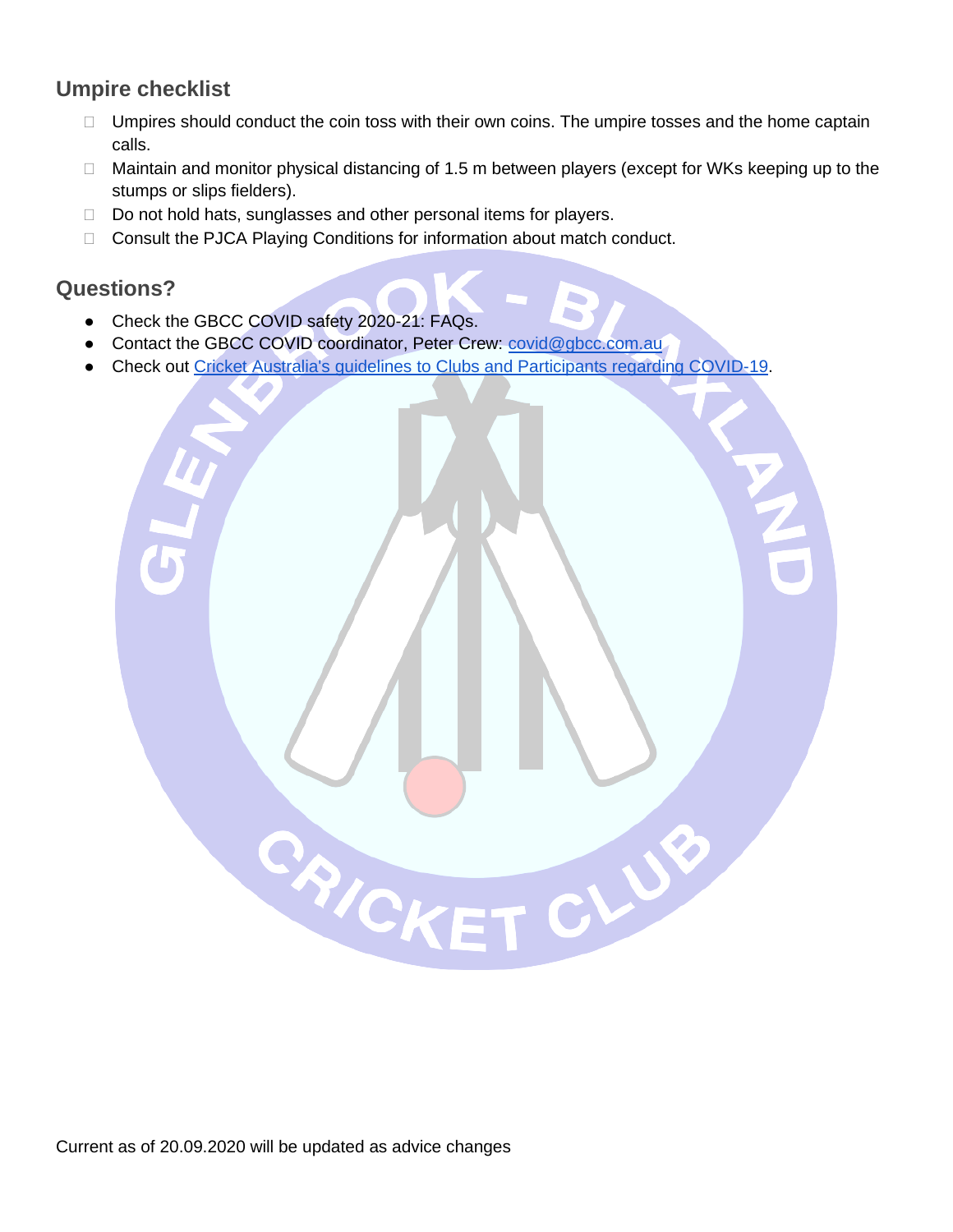## Umpire checklist

- Umpires should conduct the coin toss with their own coins. The umpire tosses and the home captain calls.
- Maintain and monitor physical distancing of 1.5 m between players (except for WKs keeping up to the stumps or slips fielders).
- Do not hold hats, sunglasses and other personal items for players.
- Consult the PJCA Playing Conditions for information about match conduct.

## Questions?

- Check the GBCC COVID safety 2020-21: FAQs.
- Contact the GBCC COVID coordinator, Peter Crew: [covid@gbcc.com.au](mailto:covid@gbcc.com.au)
- Check out [Cricket Australia's guidelines to Clubs and Participants regarding COVID-19](#).

Current as of 20.09.2020 will be updated as advice changes